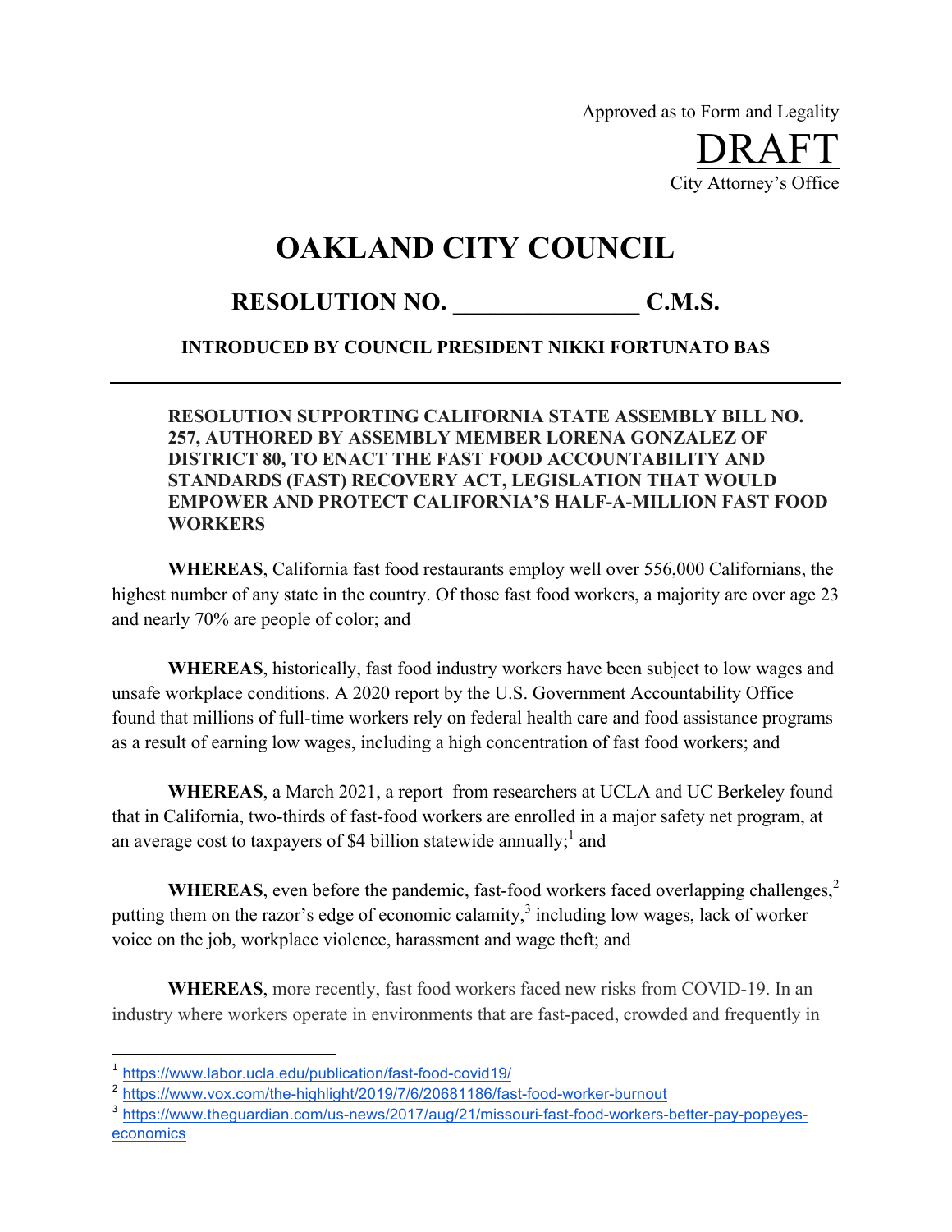Approved as to Form and Legality

DRAFT

City Attorney's Office

# OAKLAND CITY COUNCIL

## RESOLUTION NO. _______________ C.M.S.

**INTRODUCED BY COUNCIL PRESIDENT NIKKI FORTUNATO BAS**

---

**RESOLUTION SUPPORTING CALIFORNIA STATE ASSEMBLY BILL NO. 257, AUTHORED BY ASSEMBLY MEMBER LORENA GONZALEZ OF DISTRICT 80, TO ENACT THE FAST FOOD ACCOUNTABILITY AND STANDARDS (FAST) RECOVERY ACT, LEGISLATION THAT WOULD EMPOWER AND PROTECT CALIFORNIA'S HALF-A-MILLION FAST FOOD WORKERS**

**WHEREAS**, California fast food restaurants employ well over 556,000 Californians, the highest number of any state in the country. Of those fast food workers, a majority are over age 23 and nearly 70% are people of color; and

**WHEREAS**, historically, fast food industry workers have been subject to low wages and unsafe workplace conditions. A 2020 report by the U.S. Government Accountability Office found that millions of full-time workers rely on federal health care and food assistance programs as a result of earning low wages, including a high concentration of fast food workers; and

**WHEREAS**, a March 2021, a report from researchers at UCLA and UC Berkeley found that in California, two-thirds of fast-food workers are enrolled in a major safety net program, at an average cost to taxpayers of $4 billion statewide annually;[1] and

**WHEREAS**, even before the pandemic, fast-food workers faced overlapping challenges,[2] putting them on the razor's edge of economic calamity,[3] including low wages, lack of worker voice on the job, workplace violence, harassment and wage theft; and

**WHEREAS**, more recently, fast food workers faced new risks from COVID-19. In an industry where workers operate in environments that are fast-paced, crowded and frequently in

---

[1] https://www.labor.ucla.edu/publication/fast-food-covid19/

[2] https://www.vox.com/the-highlight/2019/7/6/20681186/fast-food-worker-burnout

[3] https://www.theguardian.com/us-news/2017/aug/21/missouri-fast-food-workers-better-pay-popeyes-economics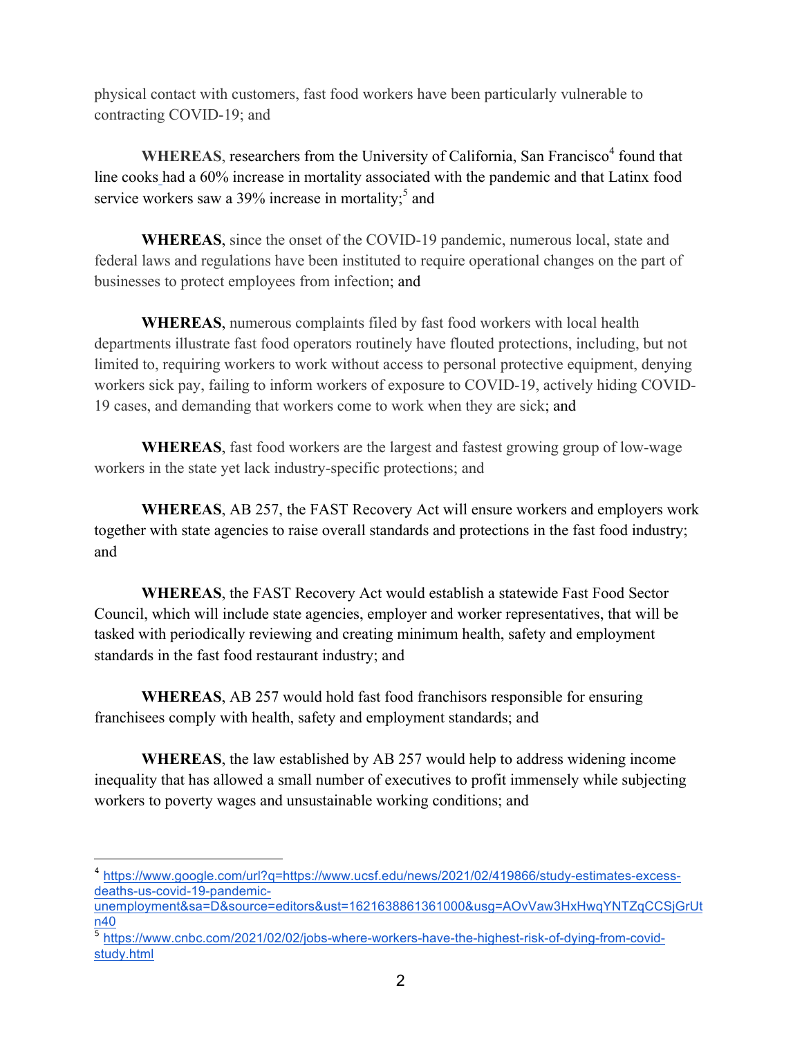physical contact with customers, fast food workers have been particularly vulnerable to contracting COVID-19; and

**WHEREAS**, researchers from the University of California, San Francisco[4] found that line cooks had a 60% increase in mortality associated with the pandemic and that Latinx food service workers saw a 39% increase in mortality;[5] and

**WHEREAS**, since the onset of the COVID-19 pandemic, numerous local, state and federal laws and regulations have been instituted to require operational changes on the part of businesses to protect employees from infection; and

**WHEREAS**, numerous complaints filed by fast food workers with local health departments illustrate fast food operators routinely have flouted protections, including, but not limited to, requiring workers to work without access to personal protective equipment, denying workers sick pay, failing to inform workers of exposure to COVID-19, actively hiding COVID-19 cases, and demanding that workers come to work when they are sick; and

**WHEREAS**, fast food workers are the largest and fastest growing group of low-wage workers in the state yet lack industry-specific protections; and

**WHEREAS**, AB 257, the FAST Recovery Act will ensure workers and employers work together with state agencies to raise overall standards and protections in the fast food industry; and

**WHEREAS**, the FAST Recovery Act would establish a statewide Fast Food Sector Council, which will include state agencies, employer and worker representatives, that will be tasked with periodically reviewing and creating minimum health, safety and employment standards in the fast food restaurant industry; and

**WHEREAS**, AB 257 would hold fast food franchisors responsible for ensuring franchisees comply with health, safety and employment standards; and

**WHEREAS**, the law established by AB 257 would help to address widening income inequality that has allowed a small number of executives to profit immensely while subjecting workers to poverty wages and unsustainable working conditions; and

---

[4] https://www.google.com/url?q=https://www.ucsf.edu/news/2021/02/419866/study-estimates-excess-deaths-us-covid-19-pandemic-unemployment&sa=D&source=editors&ust=1621638861361000&usg=AOvVaw3HxHwqYNTZqCCSjGrUtn40

[5] https://www.cnbc.com/2021/02/02/jobs-where-workers-have-the-highest-risk-of-dying-from-covid-study.html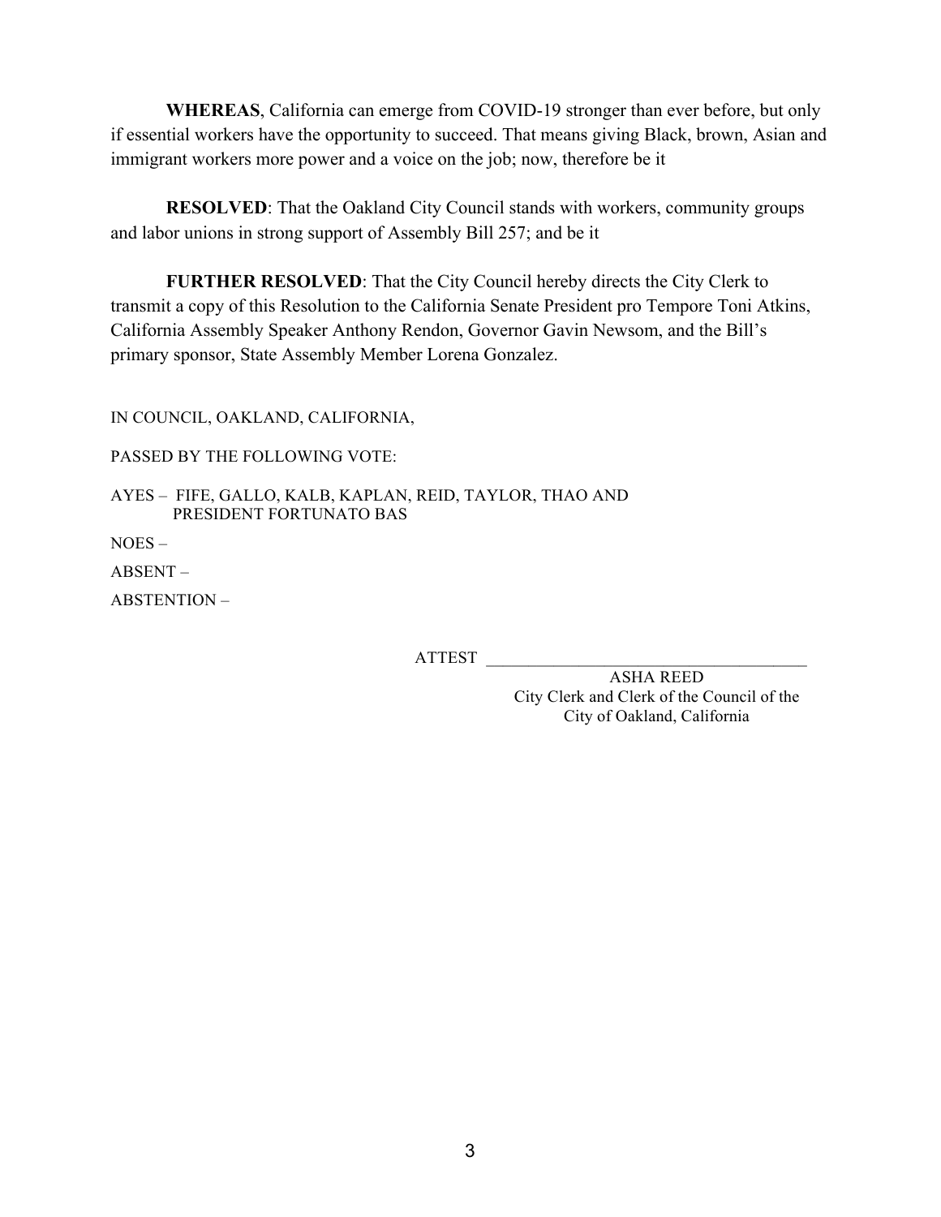**WHEREAS**, California can emerge from COVID-19 stronger than ever before, but only if essential workers have the opportunity to succeed. That means giving Black, brown, Asian and immigrant workers more power and a voice on the job; now, therefore be it

**RESOLVED**: That the Oakland City Council stands with workers, community groups and labor unions in strong support of Assembly Bill 257; and be it

**FURTHER RESOLVED**: That the City Council hereby directs the City Clerk to transmit a copy of this Resolution to the California Senate President pro Tempore Toni Atkins, California Assembly Speaker Anthony Rendon, Governor Gavin Newsom, and the Bill's primary sponsor, State Assembly Member Lorena Gonzalez.

IN COUNCIL, OAKLAND, CALIFORNIA,

PASSED BY THE FOLLOWING VOTE:

AYES – FIFE, GALLO, KALB, KAPLAN, REID, TAYLOR, THAO AND PRESIDENT FORTUNATO BAS

NOES –

ABSENT –

ABSTENTION –

ATTEST ______________________________________

ASHA REED
City Clerk and Clerk of the Council of the City of Oakland, California